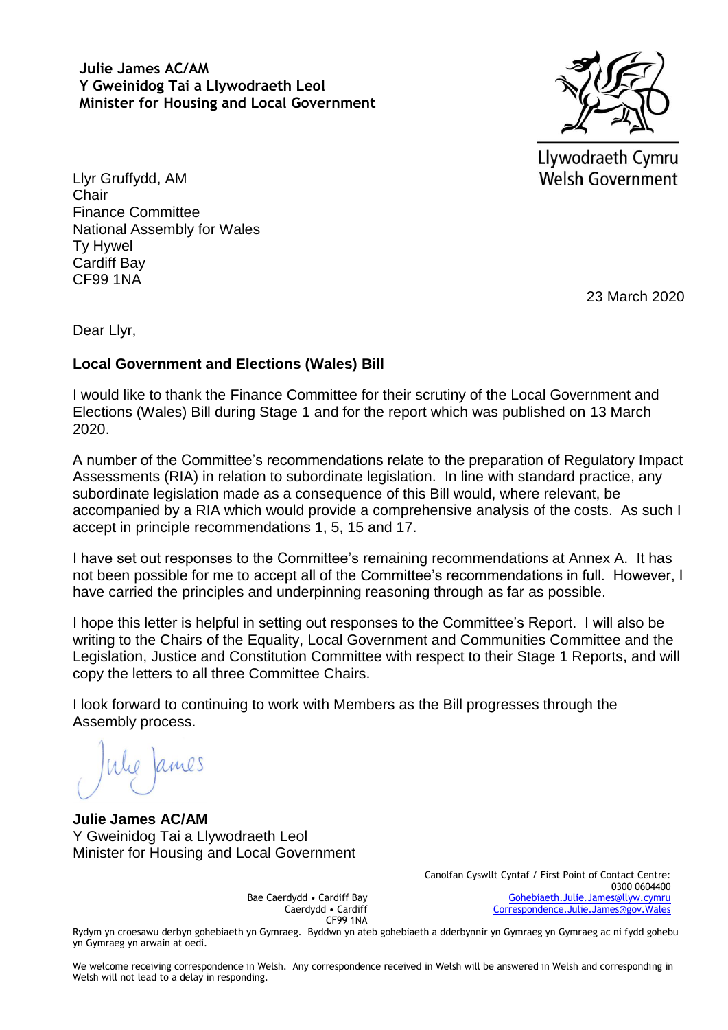**Julie James AC/AM**
**Y Gweinidog Tai a Llywodraeth Leol**
**Minister for Housing and Local Government**

Llywodraeth Cymru
Welsh Government

Llyr Gruffydd, AM
Chair
Finance Committee
National Assembly for Wales
Ty Hywel
Cardiff Bay
CF99 1NA

23 March 2020

Dear Llyr,

**Local Government and Elections (Wales) Bill**

I would like to thank the Finance Committee for their scrutiny of the Local Government and Elections (Wales) Bill during Stage 1 and for the report which was published on 13 March 2020.

A number of the Committee's recommendations relate to the preparation of Regulatory Impact Assessments (RIA) in relation to subordinate legislation. In line with standard practice, any subordinate legislation made as a consequence of this Bill would, where relevant, be accompanied by a RIA which would provide a comprehensive analysis of the costs. As such I accept in principle recommendations 1, 5, 15 and 17.

I have set out responses to the Committee's remaining recommendations at Annex A. It has not been possible for me to accept all of the Committee's recommendations in full. However, I have carried the principles and underpinning reasoning through as far as possible.

I hope this letter is helpful in setting out responses to the Committee's Report. I will also be writing to the Chairs of the Equality, Local Government and Communities Committee and the Legislation, Justice and Constitution Committee with respect to their Stage 1 Reports, and will copy the letters to all three Committee Chairs.

I look forward to continuing to work with Members as the Bill progresses through the Assembly process.

Julie James

**Julie James AC/AM**
Y Gweinidog Tai a Llywodraeth Leol
Minister for Housing and Local Government

Bae Caerdydd • Cardiff Bay
Caerdydd • Cardiff
CF99 1NA

Canolfan Cyswllt Cyntaf / First Point of Contact Centre:
0300 0604400
Gohebiaeth.Julie.James@llyw.cymru
Correspondence.Julie.James@gov.Wales

Rydym yn croesawu derbyn gohebiaeth yn Gymraeg. Byddwn yn ateb gohebiaeth a dderbynnir yn Gymraeg yn Gymraeg ac ni fydd gohebu yn Gymraeg yn arwain at oedi.

We welcome receiving correspondence in Welsh. Any correspondence received in Welsh will be answered in Welsh and corresponding in Welsh will not lead to a delay in responding.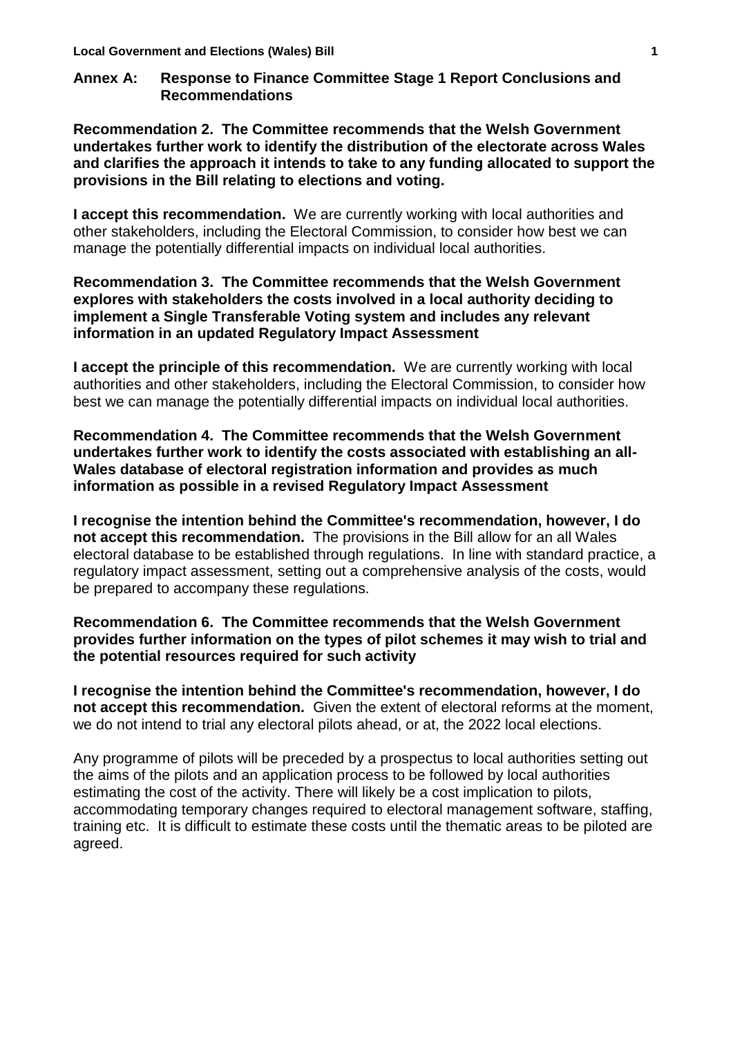## Annex A: Response to Finance Committee Stage 1 Report Conclusions and Recommendations

**Recommendation 2. The Committee recommends that the Welsh Government undertakes further work to identify the distribution of the electorate across Wales and clarifies the approach it intends to take to any funding allocated to support the provisions in the Bill relating to elections and voting.**

**I accept this recommendation.** We are currently working with local authorities and other stakeholders, including the Electoral Commission, to consider how best we can manage the potentially differential impacts on individual local authorities.

**Recommendation 3. The Committee recommends that the Welsh Government explores with stakeholders the costs involved in a local authority deciding to implement a Single Transferable Voting system and includes any relevant information in an updated Regulatory Impact Assessment**

**I accept the principle of this recommendation.** We are currently working with local authorities and other stakeholders, including the Electoral Commission, to consider how best we can manage the potentially differential impacts on individual local authorities.

**Recommendation 4. The Committee recommends that the Welsh Government undertakes further work to identify the costs associated with establishing an all-Wales database of electoral registration information and provides as much information as possible in a revised Regulatory Impact Assessment**

**I recognise the intention behind the Committee's recommendation, however, I do not accept this recommendation.** The provisions in the Bill allow for an all Wales electoral database to be established through regulations. In line with standard practice, a regulatory impact assessment, setting out a comprehensive analysis of the costs, would be prepared to accompany these regulations.

**Recommendation 6. The Committee recommends that the Welsh Government provides further information on the types of pilot schemes it may wish to trial and the potential resources required for such activity**

**I recognise the intention behind the Committee's recommendation, however, I do not accept this recommendation.** Given the extent of electoral reforms at the moment, we do not intend to trial any electoral pilots ahead, or at, the 2022 local elections.

Any programme of pilots will be preceded by a prospectus to local authorities setting out the aims of the pilots and an application process to be followed by local authorities estimating the cost of the activity. There will likely be a cost implication to pilots, accommodating temporary changes required to electoral management software, staffing, training etc. It is difficult to estimate these costs until the thematic areas to be piloted are agreed.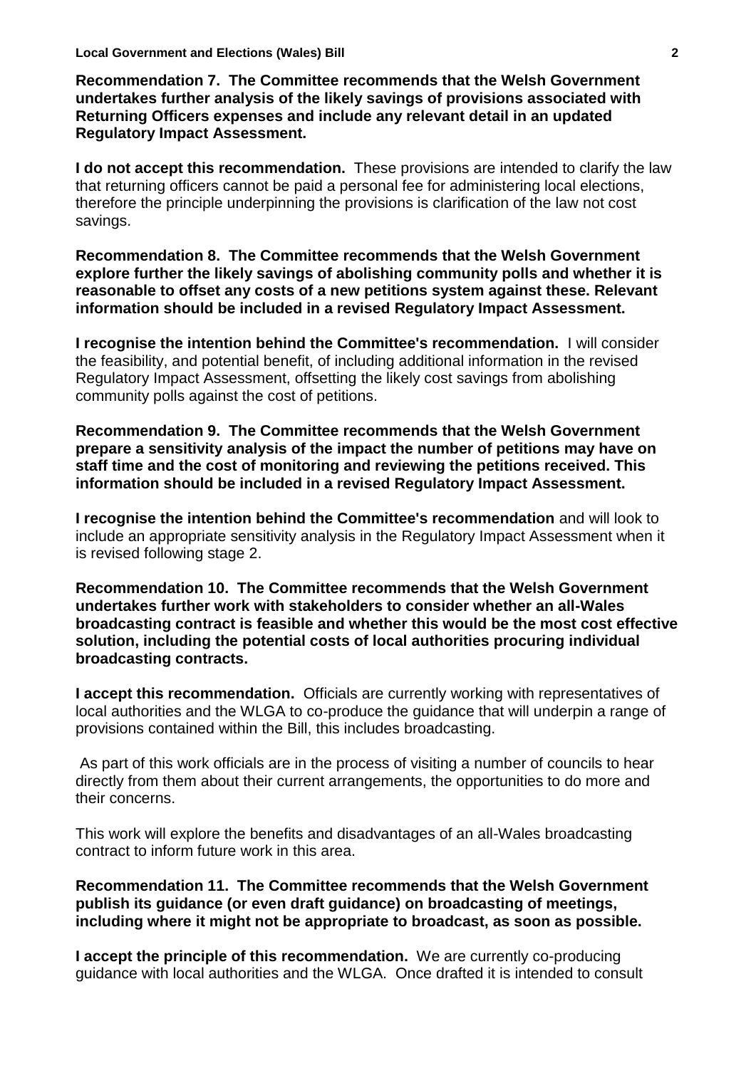**Recommendation 7. The Committee recommends that the Welsh Government undertakes further analysis of the likely savings of provisions associated with Returning Officers expenses and include any relevant detail in an updated Regulatory Impact Assessment.**

**I do not accept this recommendation.** These provisions are intended to clarify the law that returning officers cannot be paid a personal fee for administering local elections, therefore the principle underpinning the provisions is clarification of the law not cost savings.

**Recommendation 8. The Committee recommends that the Welsh Government explore further the likely savings of abolishing community polls and whether it is reasonable to offset any costs of a new petitions system against these. Relevant information should be included in a revised Regulatory Impact Assessment.**

**I recognise the intention behind the Committee's recommendation.** I will consider the feasibility, and potential benefit, of including additional information in the revised Regulatory Impact Assessment, offsetting the likely cost savings from abolishing community polls against the cost of petitions.

**Recommendation 9. The Committee recommends that the Welsh Government prepare a sensitivity analysis of the impact the number of petitions may have on staff time and the cost of monitoring and reviewing the petitions received. This information should be included in a revised Regulatory Impact Assessment.**

**I recognise the intention behind the Committee's recommendation** and will look to include an appropriate sensitivity analysis in the Regulatory Impact Assessment when it is revised following stage 2.

**Recommendation 10. The Committee recommends that the Welsh Government undertakes further work with stakeholders to consider whether an all-Wales broadcasting contract is feasible and whether this would be the most cost effective solution, including the potential costs of local authorities procuring individual broadcasting contracts.**

**I accept this recommendation.** Officials are currently working with representatives of local authorities and the WLGA to co-produce the guidance that will underpin a range of provisions contained within the Bill, this includes broadcasting.

As part of this work officials are in the process of visiting a number of councils to hear directly from them about their current arrangements, the opportunities to do more and their concerns.

This work will explore the benefits and disadvantages of an all-Wales broadcasting contract to inform future work in this area.

**Recommendation 11. The Committee recommends that the Welsh Government publish its guidance (or even draft guidance) on broadcasting of meetings, including where it might not be appropriate to broadcast, as soon as possible.**

**I accept the principle of this recommendation.** We are currently co-producing guidance with local authorities and the WLGA. Once drafted it is intended to consult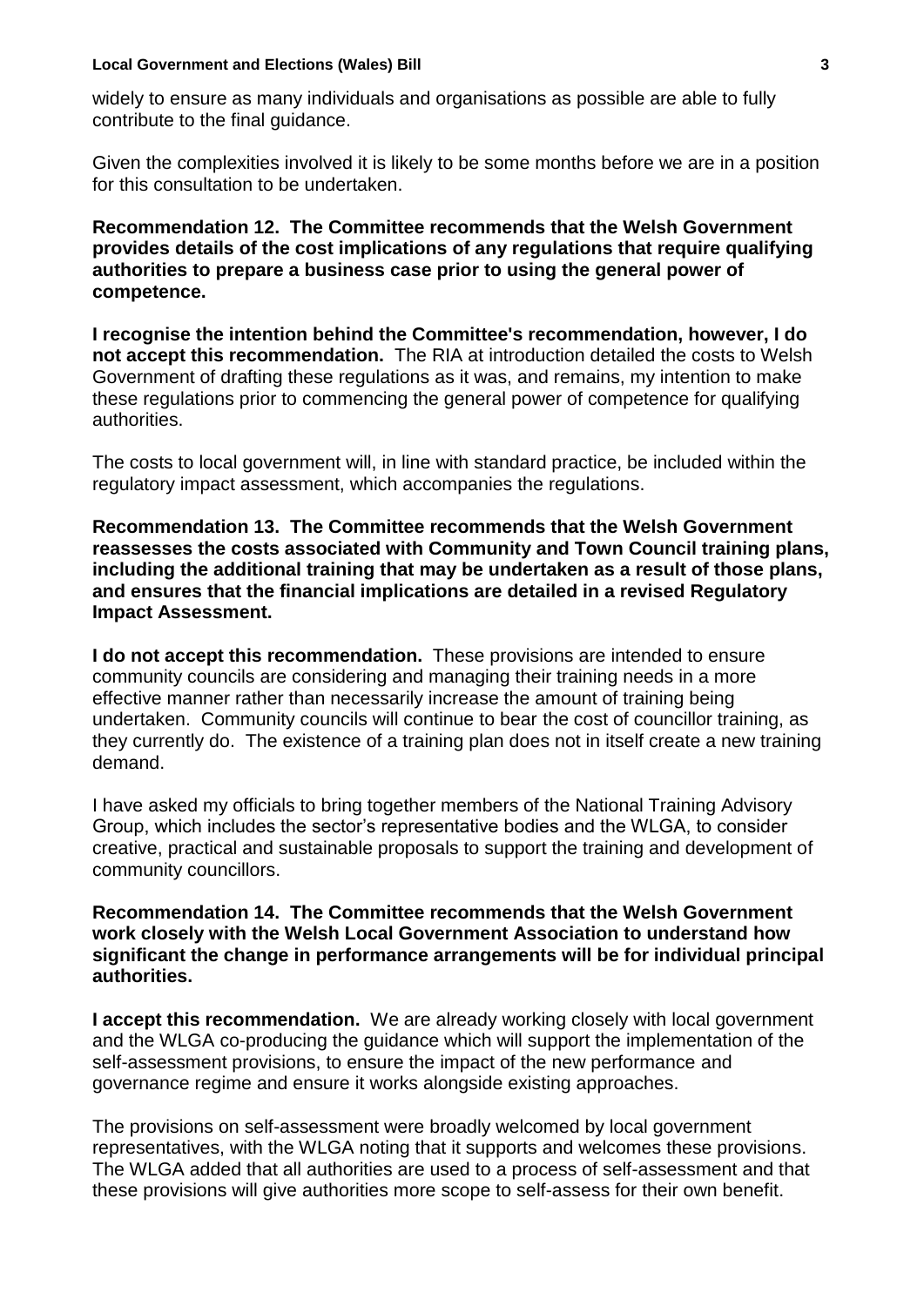widely to ensure as many individuals and organisations as possible are able to fully contribute to the final guidance.

Given the complexities involved it is likely to be some months before we are in a position for this consultation to be undertaken.

**Recommendation 12. The Committee recommends that the Welsh Government provides details of the cost implications of any regulations that require qualifying authorities to prepare a business case prior to using the general power of competence.**

**I recognise the intention behind the Committee's recommendation, however, I do not accept this recommendation.** The RIA at introduction detailed the costs to Welsh Government of drafting these regulations as it was, and remains, my intention to make these regulations prior to commencing the general power of competence for qualifying authorities.

The costs to local government will, in line with standard practice, be included within the regulatory impact assessment, which accompanies the regulations.

**Recommendation 13. The Committee recommends that the Welsh Government reassesses the costs associated with Community and Town Council training plans, including the additional training that may be undertaken as a result of those plans, and ensures that the financial implications are detailed in a revised Regulatory Impact Assessment.**

**I do not accept this recommendation.** These provisions are intended to ensure community councils are considering and managing their training needs in a more effective manner rather than necessarily increase the amount of training being undertaken. Community councils will continue to bear the cost of councillor training, as they currently do. The existence of a training plan does not in itself create a new training demand.

I have asked my officials to bring together members of the National Training Advisory Group, which includes the sector's representative bodies and the WLGA, to consider creative, practical and sustainable proposals to support the training and development of community councillors.

**Recommendation 14. The Committee recommends that the Welsh Government work closely with the Welsh Local Government Association to understand how significant the change in performance arrangements will be for individual principal authorities.**

**I accept this recommendation.** We are already working closely with local government and the WLGA co-producing the guidance which will support the implementation of the self-assessment provisions, to ensure the impact of the new performance and governance regime and ensure it works alongside existing approaches.

The provisions on self-assessment were broadly welcomed by local government representatives, with the WLGA noting that it supports and welcomes these provisions. The WLGA added that all authorities are used to a process of self-assessment and that these provisions will give authorities more scope to self-assess for their own benefit.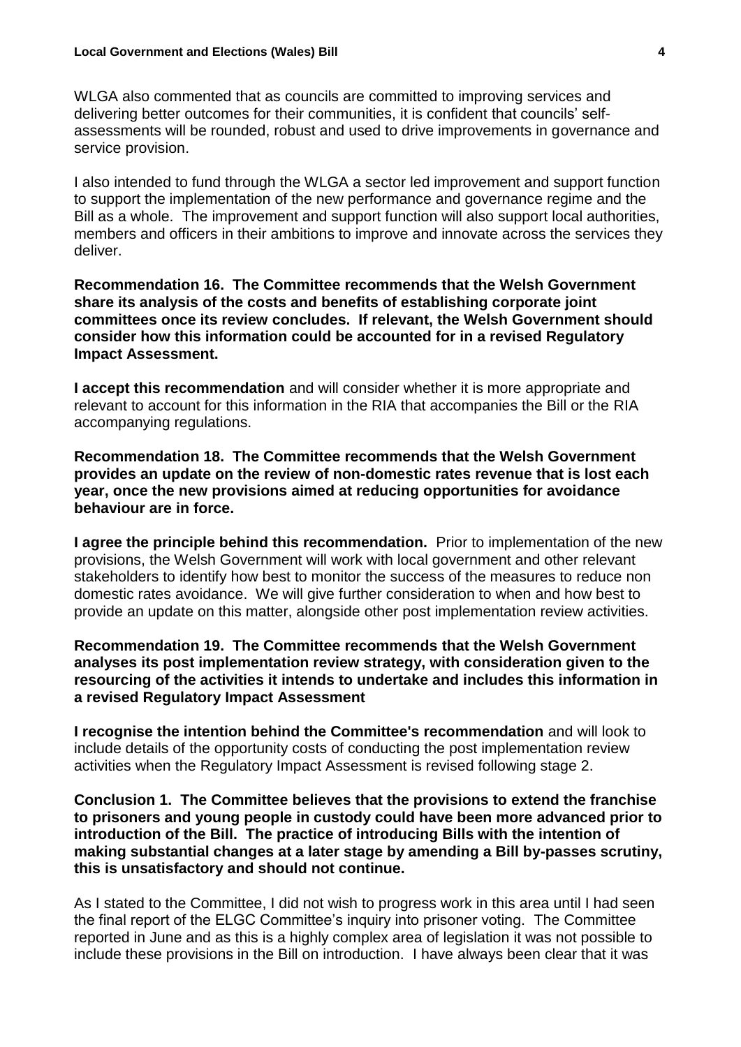WLGA also commented that as councils are committed to improving services and delivering better outcomes for their communities, it is confident that councils' self-assessments will be rounded, robust and used to drive improvements in governance and service provision.

I also intended to fund through the WLGA a sector led improvement and support function to support the implementation of the new performance and governance regime and the Bill as a whole. The improvement and support function will also support local authorities, members and officers in their ambitions to improve and innovate across the services they deliver.

**Recommendation 16. The Committee recommends that the Welsh Government share its analysis of the costs and benefits of establishing corporate joint committees once its review concludes. If relevant, the Welsh Government should consider how this information could be accounted for in a revised Regulatory Impact Assessment.**

**I accept this recommendation** and will consider whether it is more appropriate and relevant to account for this information in the RIA that accompanies the Bill or the RIA accompanying regulations.

**Recommendation 18. The Committee recommends that the Welsh Government provides an update on the review of non-domestic rates revenue that is lost each year, once the new provisions aimed at reducing opportunities for avoidance behaviour are in force.**

**I agree the principle behind this recommendation.** Prior to implementation of the new provisions, the Welsh Government will work with local government and other relevant stakeholders to identify how best to monitor the success of the measures to reduce non domestic rates avoidance. We will give further consideration to when and how best to provide an update on this matter, alongside other post implementation review activities.

**Recommendation 19. The Committee recommends that the Welsh Government analyses its post implementation review strategy, with consideration given to the resourcing of the activities it intends to undertake and includes this information in a revised Regulatory Impact Assessment**

**I recognise the intention behind the Committee's recommendation** and will look to include details of the opportunity costs of conducting the post implementation review activities when the Regulatory Impact Assessment is revised following stage 2.

**Conclusion 1. The Committee believes that the provisions to extend the franchise to prisoners and young people in custody could have been more advanced prior to introduction of the Bill. The practice of introducing Bills with the intention of making substantial changes at a later stage by amending a Bill by-passes scrutiny, this is unsatisfactory and should not continue.**

As I stated to the Committee, I did not wish to progress work in this area until I had seen the final report of the ELGC Committee's inquiry into prisoner voting. The Committee reported in June and as this is a highly complex area of legislation it was not possible to include these provisions in the Bill on introduction. I have always been clear that it was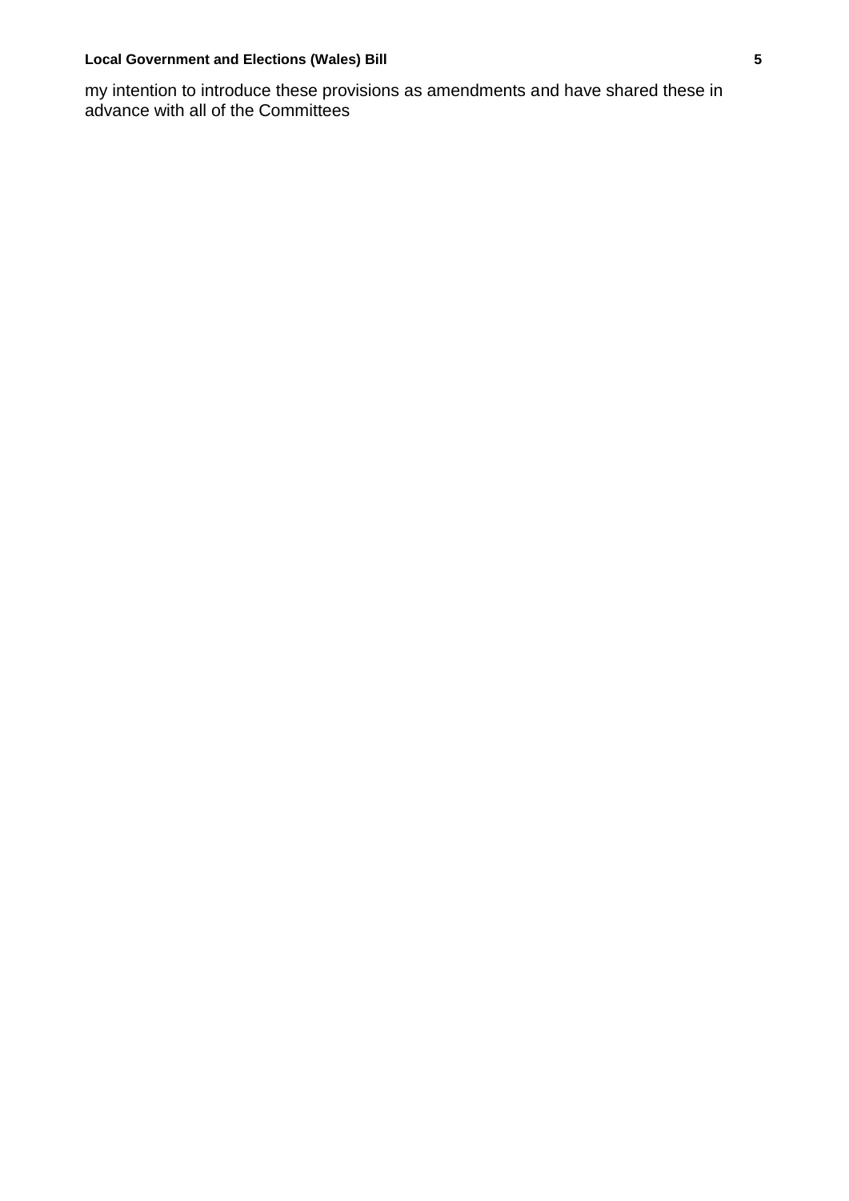my intention to introduce these provisions as amendments and have shared these in advance with all of the Committees